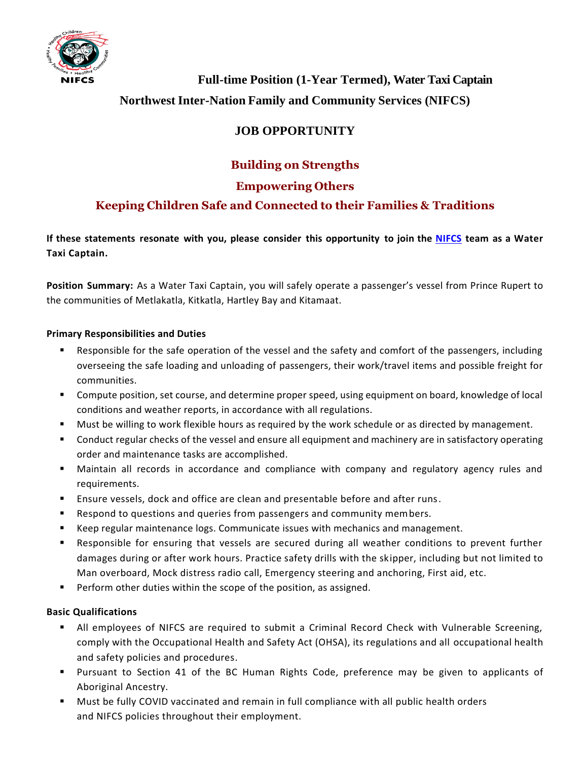NIFCS

# Full-time Position (1-Year Termed), Water Taxi Captain

## Northwest Inter-Nation Family and Community Services (NIFCS)

## JOB OPPORTUNITY

### Building on Strengths

### Empowering Others

### Keeping Children Safe and Connected to their Families & Traditions

**If these statements resonate with you, please consider this opportunity to join the NIFCS team as a Water Taxi Captain.**

**Position Summary:** As a Water Taxi Captain, you will safely operate a passenger's vessel from Prince Rupert to the communities of Metlakatla, Kitkatla, Hartley Bay and Kitamaat.

**Primary Responsibilities and Duties**

- Responsible for the safe operation of the vessel and the safety and comfort of the passengers, including overseeing the safe loading and unloading of passengers, their work/travel items and possible freight for communities.
- Compute position, set course, and determine proper speed, using equipment on board, knowledge of local conditions and weather reports, in accordance with all regulations.
- Must be willing to work flexible hours as required by the work schedule or as directed by management.
- Conduct regular checks of the vessel and ensure all equipment and machinery are in satisfactory operating order and maintenance tasks are accomplished.
- Maintain all records in accordance and compliance with company and regulatory agency rules and requirements.
- Ensure vessels, dock and office are clean and presentable before and after runs.
- Respond to questions and queries from passengers and community members.
- Keep regular maintenance logs. Communicate issues with mechanics and management.
- Responsible for ensuring that vessels are secured during all weather conditions to prevent further damages during or after work hours. Practice safety drills with the skipper, including but not limited to Man overboard, Mock distress radio call, Emergency steering and anchoring, First aid, etc.
- Perform other duties within the scope of the position, as assigned.

**Basic Qualifications**

- All employees of NIFCS are required to submit a Criminal Record Check with Vulnerable Screening, comply with the Occupational Health and Safety Act (OHSA), its regulations and all occupational health and safety policies and procedures.
- Pursuant to Section 41 of the BC Human Rights Code, preference may be given to applicants of Aboriginal Ancestry.
- Must be fully COVID vaccinated and remain in full compliance with all public health orders and NIFCS policies throughout their employment.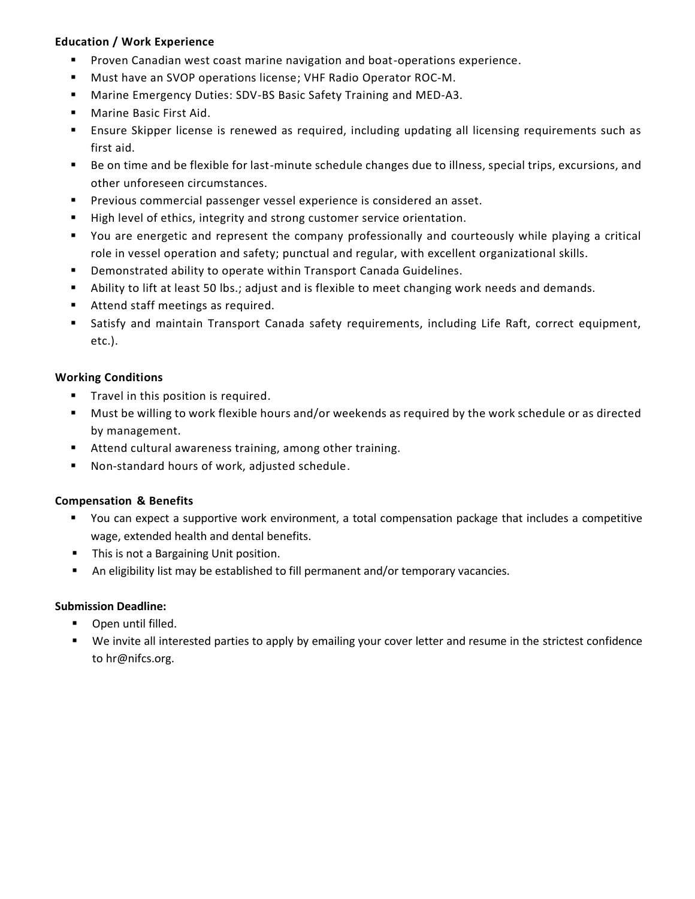**Education / Work Experience**

- Proven Canadian west coast marine navigation and boat-operations experience.
- Must have an SVOP operations license; VHF Radio Operator ROC-M.
- Marine Emergency Duties: SDV-BS Basic Safety Training and MED-A3.
- Marine Basic First Aid.
- Ensure Skipper license is renewed as required, including updating all licensing requirements such as first aid.
- Be on time and be flexible for last-minute schedule changes due to illness, special trips, excursions, and other unforeseen circumstances.
- Previous commercial passenger vessel experience is considered an asset.
- High level of ethics, integrity and strong customer service orientation.
- You are energetic and represent the company professionally and courteously while playing a critical role in vessel operation and safety; punctual and regular, with excellent organizational skills.
- Demonstrated ability to operate within Transport Canada Guidelines.
- Ability to lift at least 50 lbs.; adjust and is flexible to meet changing work needs and demands.
- Attend staff meetings as required.
- Satisfy and maintain Transport Canada safety requirements, including Life Raft, correct equipment, etc.).

**Working Conditions**

- Travel in this position is required.
- Must be willing to work flexible hours and/or weekends as required by the work schedule or as directed by management.
- Attend cultural awareness training, among other training.
- Non-standard hours of work, adjusted schedule.

**Compensation & Benefits**

- You can expect a supportive work environment, a total compensation package that includes a competitive wage, extended health and dental benefits.
- This is not a Bargaining Unit position.
- An eligibility list may be established to fill permanent and/or temporary vacancies.

**Submission Deadline:**

- Open until filled.
- We invite all interested parties to apply by emailing your cover letter and resume in the strictest confidence to hr@nifcs.org.